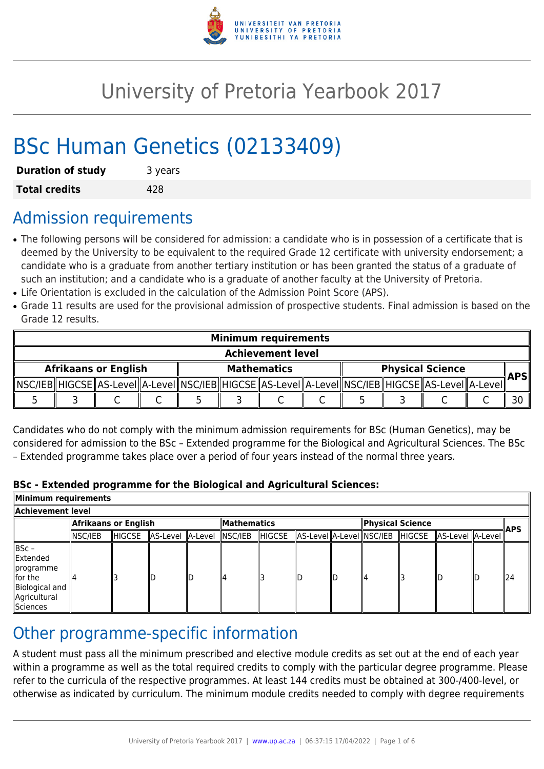# University of Pretoria Yearbook 2017

# BSc Human Genetics (02133409)

| | |
|---|---|
| **Duration of study** | 3 years |
| **Total credits** | 428 |

## Admission requirements

- The following persons will be considered for admission: a candidate who is in possession of a certificate that is deemed by the University to be equivalent to the required Grade 12 certificate with university endorsement; a candidate who is a graduate from another tertiary institution or has been granted the status of a graduate of such an institution; and a candidate who is a graduate of another faculty at the University of Pretoria.
- Life Orientation is excluded in the calculation of the Admission Point Score (APS).
- Grade 11 results are used for the provisional admission of prospective students. Final admission is based on the Grade 12 results.

| Minimum requirements | | | | | | | | | | | | |
|---|---|---|---|---|---|---|---|---|---|---|---|---|
| Achievement level | | | | | | | | | | | | |
| Afrikaans or English | | | | Mathematics | | | | Physical Science | | | | APS |
| NSC/IEB | HIGCSE | AS-Level | A-Level | NSC/IEB | HIGCSE | AS-Level | A-Level | NSC/IEB | HIGCSE | AS-Level | A-Level | |
| 5 | 3 | C | C | 5 | 3 | C | C | 5 | 3 | C | C | 30 |

Candidates who do not comply with the minimum admission requirements for BSc (Human Genetics), may be considered for admission to the BSc – Extended programme for the Biological and Agricultural Sciences. The BSc – Extended programme takes place over a period of four years instead of the normal three years.

**BSc - Extended programme for the Biological and Agricultural Sciences:**

| Minimum requirements | | | | | | | | | | | | | |
|---|---|---|---|---|---|---|---|---|---|---|---|---|---|
| Achievement level | | | | | | | | | | | | | |
| | Afrikaans or English | | | | Mathematics | | | | Physical Science | | | | APS |
| | NSC/IEB | HIGCSE | AS-Level | A-Level | NSC/IEB | HIGCSE | AS-Level | A-Level | NSC/IEB | HIGCSE | AS-Level | A-Level | |
| BSc – Extended programme for the Biological and Agricultural Sciences | 4 | 3 | D | D | 4 | 3 | D | D | 4 | 3 | D | D | 24 |

## Other programme-specific information

A student must pass all the minimum prescribed and elective module credits as set out at the end of each year within a programme as well as the total required credits to comply with the particular degree programme. Please refer to the curricula of the respective programmes. At least 144 credits must be obtained at 300-/400-level, or otherwise as indicated by curriculum. The minimum module credits needed to comply with degree requirements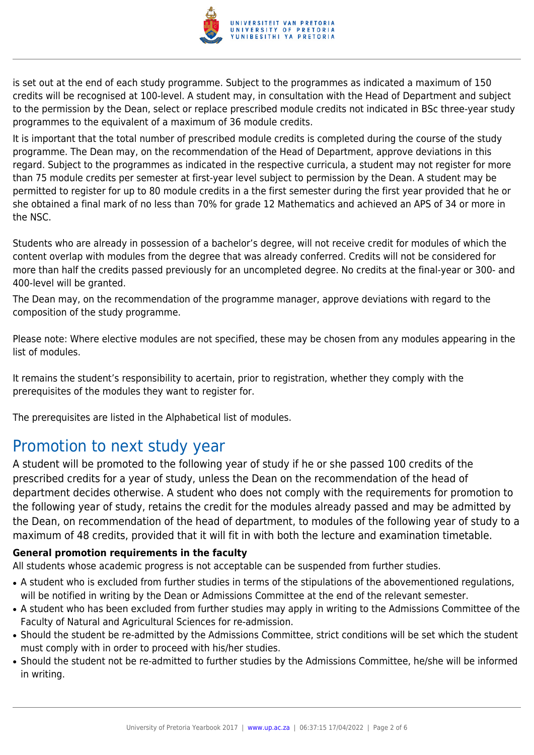is set out at the end of each study programme. Subject to the programmes as indicated a maximum of 150 credits will be recognised at 100-level. A student may, in consultation with the Head of Department and subject to the permission by the Dean, select or replace prescribed module credits not indicated in BSc three-year study programmes to the equivalent of a maximum of 36 module credits.

It is important that the total number of prescribed module credits is completed during the course of the study programme. The Dean may, on the recommendation of the Head of Department, approve deviations in this regard. Subject to the programmes as indicated in the respective curricula, a student may not register for more than 75 module credits per semester at first-year level subject to permission by the Dean. A student may be permitted to register for up to 80 module credits in a the first semester during the first year provided that he or she obtained a final mark of no less than 70% for grade 12 Mathematics and achieved an APS of 34 or more in the NSC.

Students who are already in possession of a bachelor's degree, will not receive credit for modules of which the content overlap with modules from the degree that was already conferred. Credits will not be considered for more than half the credits passed previously for an uncompleted degree. No credits at the final-year or 300- and 400-level will be granted.

The Dean may, on the recommendation of the programme manager, approve deviations with regard to the composition of the study programme.

Please note: Where elective modules are not specified, these may be chosen from any modules appearing in the list of modules.

It remains the student's responsibility to acertain, prior to registration, whether they comply with the prerequisites of the modules they want to register for.

The prerequisites are listed in the Alphabetical list of modules.

# Promotion to next study year

A student will be promoted to the following year of study if he or she passed 100 credits of the prescribed credits for a year of study, unless the Dean on the recommendation of the head of department decides otherwise. A student who does not comply with the requirements for promotion to the following year of study, retains the credit for the modules already passed and may be admitted by the Dean, on recommendation of the head of department, to modules of the following year of study to a maximum of 48 credits, provided that it will fit in with both the lecture and examination timetable.

**General promotion requirements in the faculty**

All students whose academic progress is not acceptable can be suspended from further studies.

- A student who is excluded from further studies in terms of the stipulations of the abovementioned regulations, will be notified in writing by the Dean or Admissions Committee at the end of the relevant semester.
- A student who has been excluded from further studies may apply in writing to the Admissions Committee of the Faculty of Natural and Agricultural Sciences for re-admission.
- Should the student be re-admitted by the Admissions Committee, strict conditions will be set which the student must comply with in order to proceed with his/her studies.
- Should the student not be re-admitted to further studies by the Admissions Committee, he/she will be informed in writing.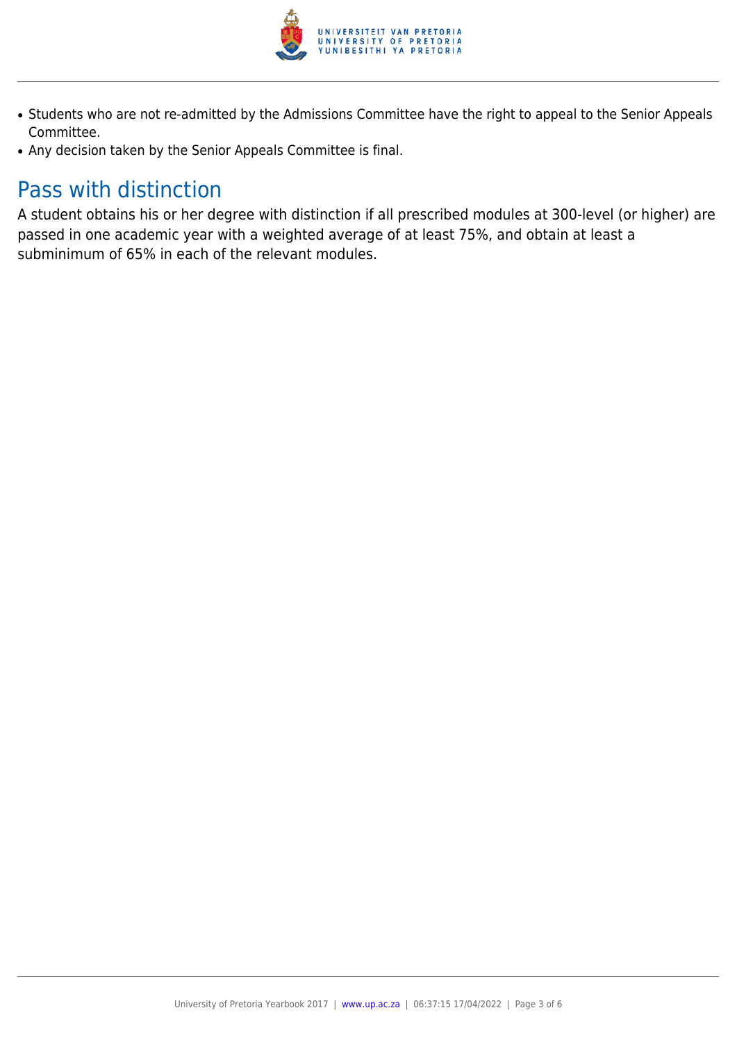- Students who are not re-admitted by the Admissions Committee have the right to appeal to the Senior Appeals Committee.
- Any decision taken by the Senior Appeals Committee is final.

## Pass with distinction

A student obtains his or her degree with distinction if all prescribed modules at 300-level (or higher) are passed in one academic year with a weighted average of at least 75%, and obtain at least a subminimum of 65% in each of the relevant modules.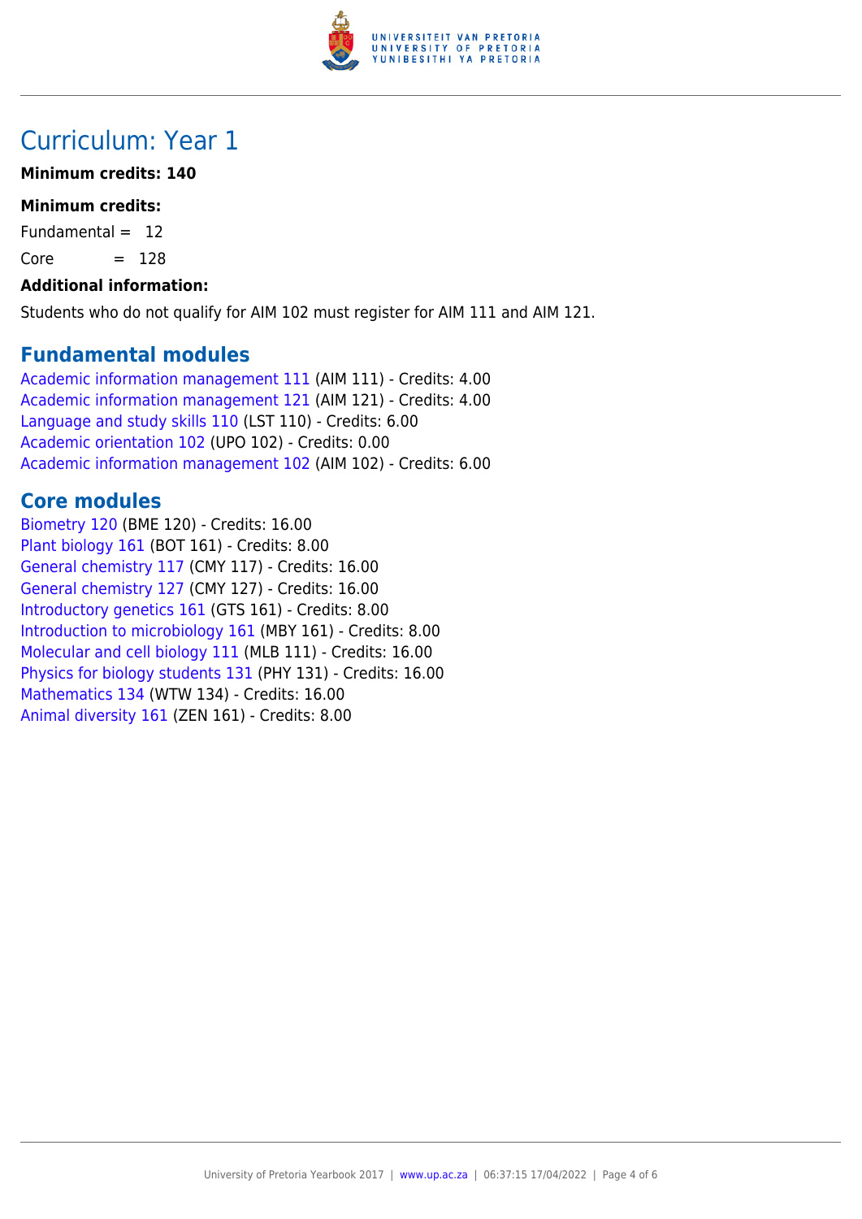# Curriculum: Year 1

**Minimum credits: 140**

**Minimum credits:**

Fundamental = 12

Core = 128

**Additional information:**

Students who do not qualify for AIM 102 must register for AIM 111 and AIM 121.

## Fundamental modules

Academic information management 111 (AIM 111) - Credits: 4.00
Academic information management 121 (AIM 121) - Credits: 4.00
Language and study skills 110 (LST 110) - Credits: 6.00
Academic orientation 102 (UPO 102) - Credits: 0.00
Academic information management 102 (AIM 102) - Credits: 6.00

## Core modules

Biometry 120 (BME 120) - Credits: 16.00
Plant biology 161 (BOT 161) - Credits: 8.00
General chemistry 117 (CMY 117) - Credits: 16.00
General chemistry 127 (CMY 127) - Credits: 16.00
Introductory genetics 161 (GTS 161) - Credits: 8.00
Introduction to microbiology 161 (MBY 161) - Credits: 8.00
Molecular and cell biology 111 (MLB 111) - Credits: 16.00
Physics for biology students 131 (PHY 131) - Credits: 16.00
Mathematics 134 (WTW 134) - Credits: 16.00
Animal diversity 161 (ZEN 161) - Credits: 8.00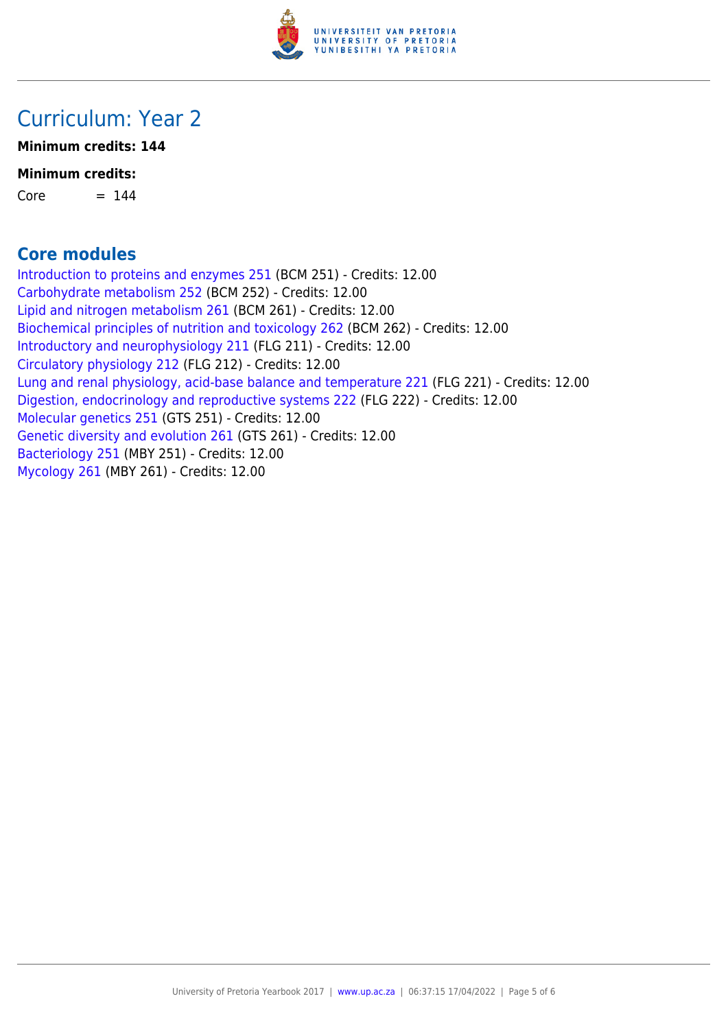# Curriculum: Year 2

**Minimum credits: 144**

**Minimum credits:**

Core = 144

## Core modules

Introduction to proteins and enzymes 251 (BCM 251) - Credits: 12.00
Carbohydrate metabolism 252 (BCM 252) - Credits: 12.00
Lipid and nitrogen metabolism 261 (BCM 261) - Credits: 12.00
Biochemical principles of nutrition and toxicology 262 (BCM 262) - Credits: 12.00
Introductory and neurophysiology 211 (FLG 211) - Credits: 12.00
Circulatory physiology 212 (FLG 212) - Credits: 12.00
Lung and renal physiology, acid-base balance and temperature 221 (FLG 221) - Credits: 12.00
Digestion, endocrinology and reproductive systems 222 (FLG 222) - Credits: 12.00
Molecular genetics 251 (GTS 251) - Credits: 12.00
Genetic diversity and evolution 261 (GTS 261) - Credits: 12.00
Bacteriology 251 (MBY 251) - Credits: 12.00
Mycology 261 (MBY 261) - Credits: 12.00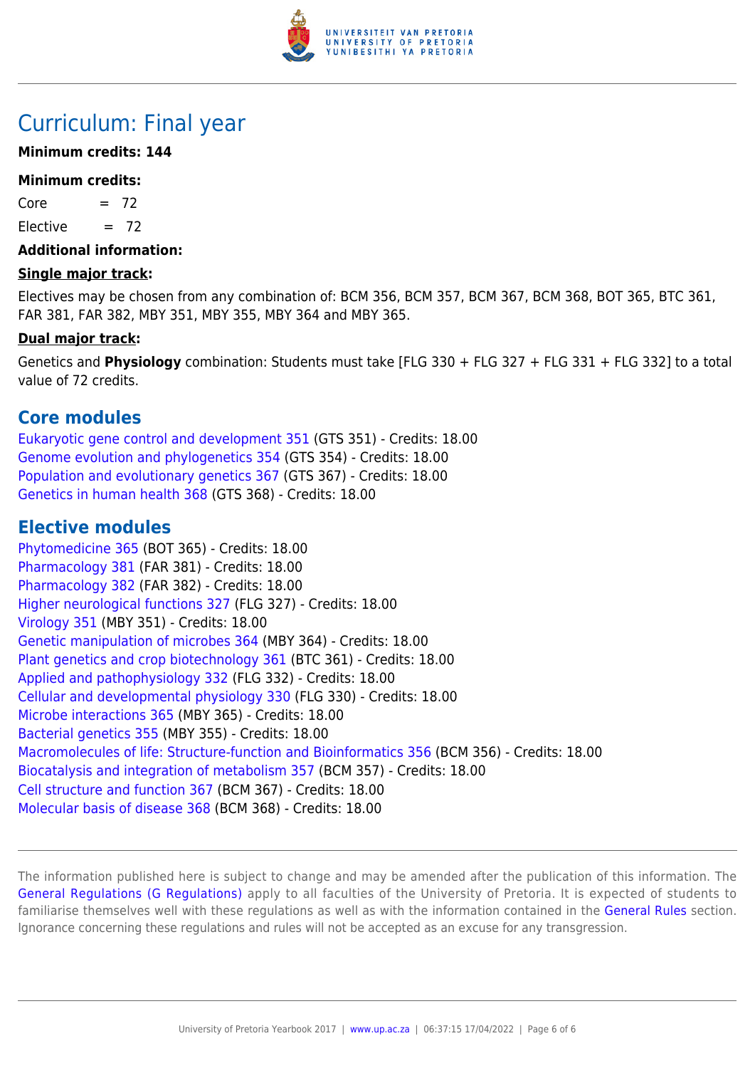# Curriculum: Final year

**Minimum credits: 144**

**Minimum credits:**

Core = 72

Elective = 72

**Additional information:**

**Single major track:**

Electives may be chosen from any combination of: BCM 356, BCM 357, BCM 367, BCM 368, BOT 365, BTC 361, FAR 381, FAR 382, MBY 351, MBY 355, MBY 364 and MBY 365.

**Dual major track:**

Genetics and **Physiology** combination: Students must take [FLG 330 + FLG 327 + FLG 331 + FLG 332] to a total value of 72 credits.

## Core modules

Eukaryotic gene control and development 351 (GTS 351) - Credits: 18.00
Genome evolution and phylogenetics 354 (GTS 354) - Credits: 18.00
Population and evolutionary genetics 367 (GTS 367) - Credits: 18.00
Genetics in human health 368 (GTS 368) - Credits: 18.00

## Elective modules

Phytomedicine 365 (BOT 365) - Credits: 18.00
Pharmacology 381 (FAR 381) - Credits: 18.00
Pharmacology 382 (FAR 382) - Credits: 18.00
Higher neurological functions 327 (FLG 327) - Credits: 18.00
Virology 351 (MBY 351) - Credits: 18.00
Genetic manipulation of microbes 364 (MBY 364) - Credits: 18.00
Plant genetics and crop biotechnology 361 (BTC 361) - Credits: 18.00
Applied and pathophysiology 332 (FLG 332) - Credits: 18.00
Cellular and developmental physiology 330 (FLG 330) - Credits: 18.00
Microbe interactions 365 (MBY 365) - Credits: 18.00
Bacterial genetics 355 (MBY 355) - Credits: 18.00
Macromolecules of life: Structure-function and Bioinformatics 356 (BCM 356) - Credits: 18.00
Biocatalysis and integration of metabolism 357 (BCM 357) - Credits: 18.00
Cell structure and function 367 (BCM 367) - Credits: 18.00
Molecular basis of disease 368 (BCM 368) - Credits: 18.00

The information published here is subject to change and may be amended after the publication of this information. The General Regulations (G Regulations) apply to all faculties of the University of Pretoria. It is expected of students to familiarise themselves well with these regulations as well as with the information contained in the General Rules section. Ignorance concerning these regulations and rules will not be accepted as an excuse for any transgression.